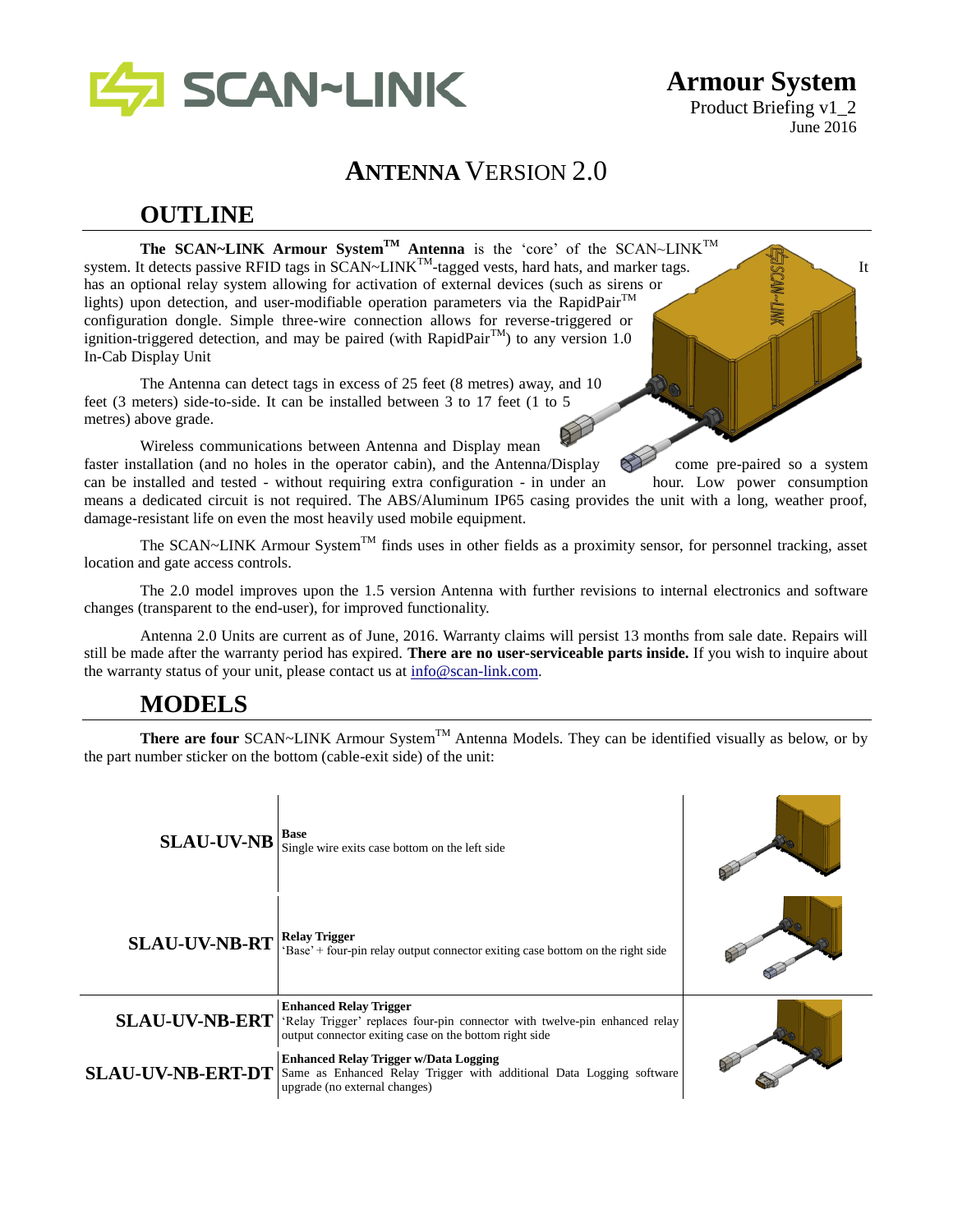# Armour System

Product Briefing v1_2
June 2016

# ANTENNA VERSION 2.0

## OUTLINE

**The SCAN~LINK Armour System™ Antenna** is the 'core' of the SCAN~LINK™ system. It detects passive RFID tags in SCAN~LINK™-tagged vests, hard hats, and marker tags. It has an optional relay system allowing for activation of external devices (such as sirens or lights) upon detection, and user-modifiable operation parameters via the RapidPair™ configuration dongle. Simple three-wire connection allows for reverse-triggered or ignition-triggered detection, and may be paired (with RapidPair™) to any version 1.0 In-Cab Display Unit

The Antenna can detect tags in excess of 25 feet (8 metres) away, and 10 feet (3 meters) side-to-side. It can be installed between 3 to 17 feet (1 to 5 metres) above grade.

Wireless communications between Antenna and Display mean faster installation (and no holes in the operator cabin), and the Antenna/Display come pre-paired so a system can be installed and tested - without requiring extra configuration - in under an hour. Low power consumption means a dedicated circuit is not required. The ABS/Aluminum IP65 casing provides the unit with a long, weather proof, damage-resistant life on even the most heavily used mobile equipment.

The SCAN~LINK Armour System™ finds uses in other fields as a proximity sensor, for personnel tracking, asset location and gate access controls.

The 2.0 model improves upon the 1.5 version Antenna with further revisions to internal electronics and software changes (transparent to the end-user), for improved functionality.

Antenna 2.0 Units are current as of June, 2016. Warranty claims will persist 13 months from sale date. Repairs will still be made after the warranty period has expired. **There are no user-serviceable parts inside.** If you wish to inquire about the warranty status of your unit, please contact us at info@scan-link.com.

## MODELS

**There are four** SCAN~LINK Armour System™ Antenna Models. They can be identified visually as below, or by the part number sticker on the bottom (cable-exit side) of the unit:

| Model | Description |
|---|---|
| **SLAU-UV-NB** | **Base**<br>Single wire exits case bottom on the left side |
| **SLAU-UV-NB-RT** | **Relay Trigger**<br>'Base' + four-pin relay output connector exiting case bottom on the right side |
| **SLAU-UV-NB-ERT** | **Enhanced Relay Trigger**<br>'Relay Trigger' replaces four-pin connector with twelve-pin enhanced relay output connector exiting case on the bottom right side |
| **SLAU-UV-NB-ERT-DT** | **Enhanced Relay Trigger w/Data Logging**<br>Same as Enhanced Relay Trigger with additional Data Logging software upgrade (no external changes) |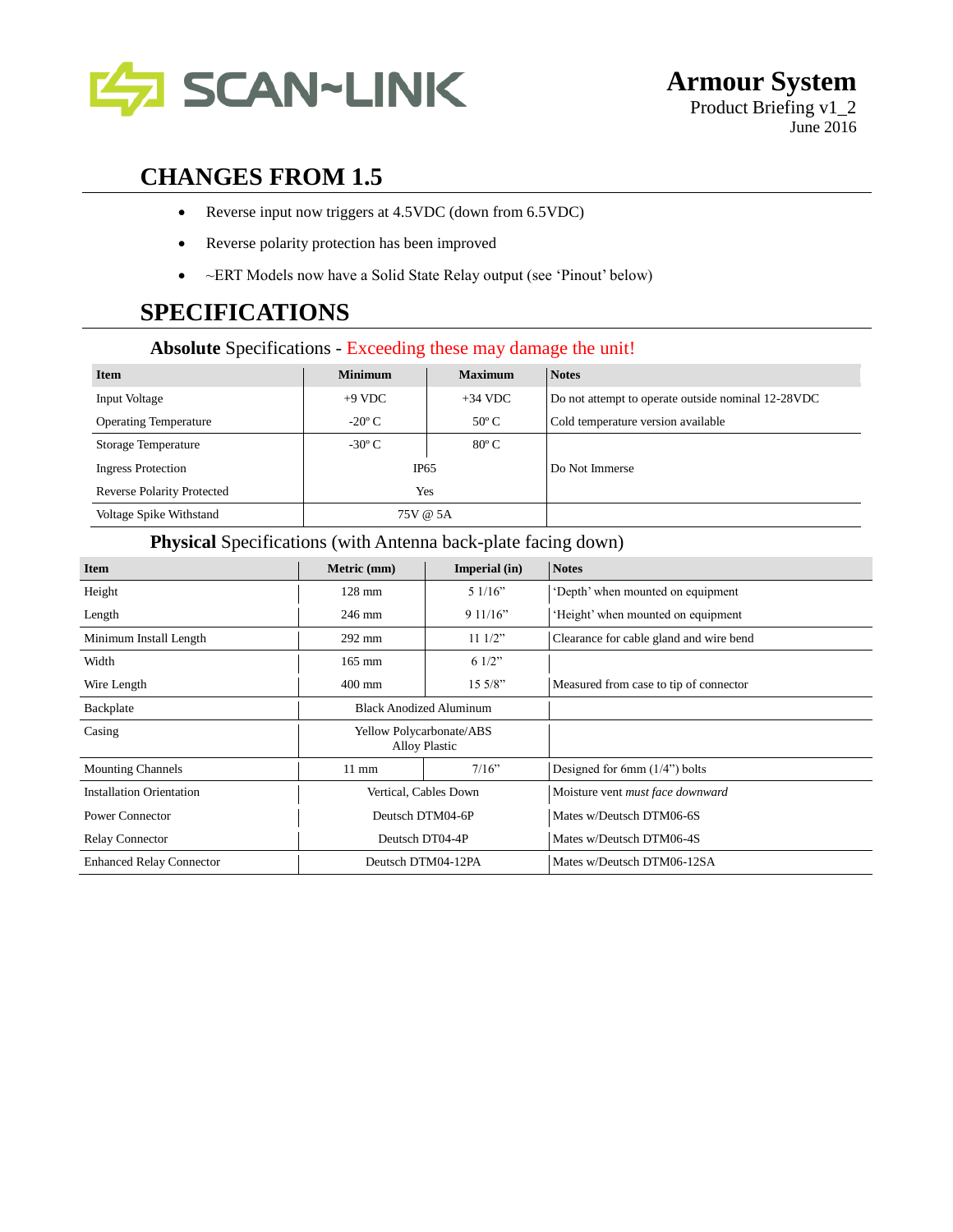**Armour System**
Product Briefing v1_2
June 2016

## CHANGES FROM 1.5

- Reverse input now triggers at 4.5VDC (down from 6.5VDC)
- Reverse polarity protection has been improved
- ~ERT Models now have a Solid State Relay output (see 'Pinout' below)

## SPECIFICATIONS

### **Absolute** Specifications - Exceeding these may damage the unit!

| Item | Minimum | Maximum | Notes |
|---|---|---|---|
| Input Voltage | +9 VDC | +34 VDC | Do not attempt to operate outside nominal 12-28VDC |
| Operating Temperature | -20º C | 50º C | Cold temperature version available |
| Storage Temperature | -30º C | 80º C | |
| Ingress Protection | IP65 | | Do Not Immerse |
| Reverse Polarity Protected | Yes | | |
| Voltage Spike Withstand | 75V @ 5A | | |

### **Physical** Specifications (with Antenna back-plate facing down)

| Item | Metric (mm) | Imperial (in) | Notes |
|---|---|---|---|
| Height | 128 mm | 5 1/16" | 'Depth' when mounted on equipment |
| Length | 246 mm | 9 11/16" | 'Height' when mounted on equipment |
| Minimum Install Length | 292 mm | 11 1/2" | Clearance for cable gland and wire bend |
| Width | 165 mm | 6 1/2" | |
| Wire Length | 400 mm | 15 5/8" | Measured from case to tip of connector |
| Backplate | Black Anodized Aluminum | | |
| Casing | Yellow Polycarbonate/ABS Alloy Plastic | | |
| Mounting Channels | 11 mm | 7/16" | Designed for 6mm (1/4") bolts |
| Installation Orientation | Vertical, Cables Down | | Moisture vent *must face downward* |
| Power Connector | Deutsch DTM04-6P | | Mates w/Deutsch DTM06-6S |
| Relay Connector | Deutsch DT04-4P | | Mates w/Deutsch DTM06-4S |
| Enhanced Relay Connector | Deutsch DTM04-12PA | | Mates w/Deutsch DTM06-12SA |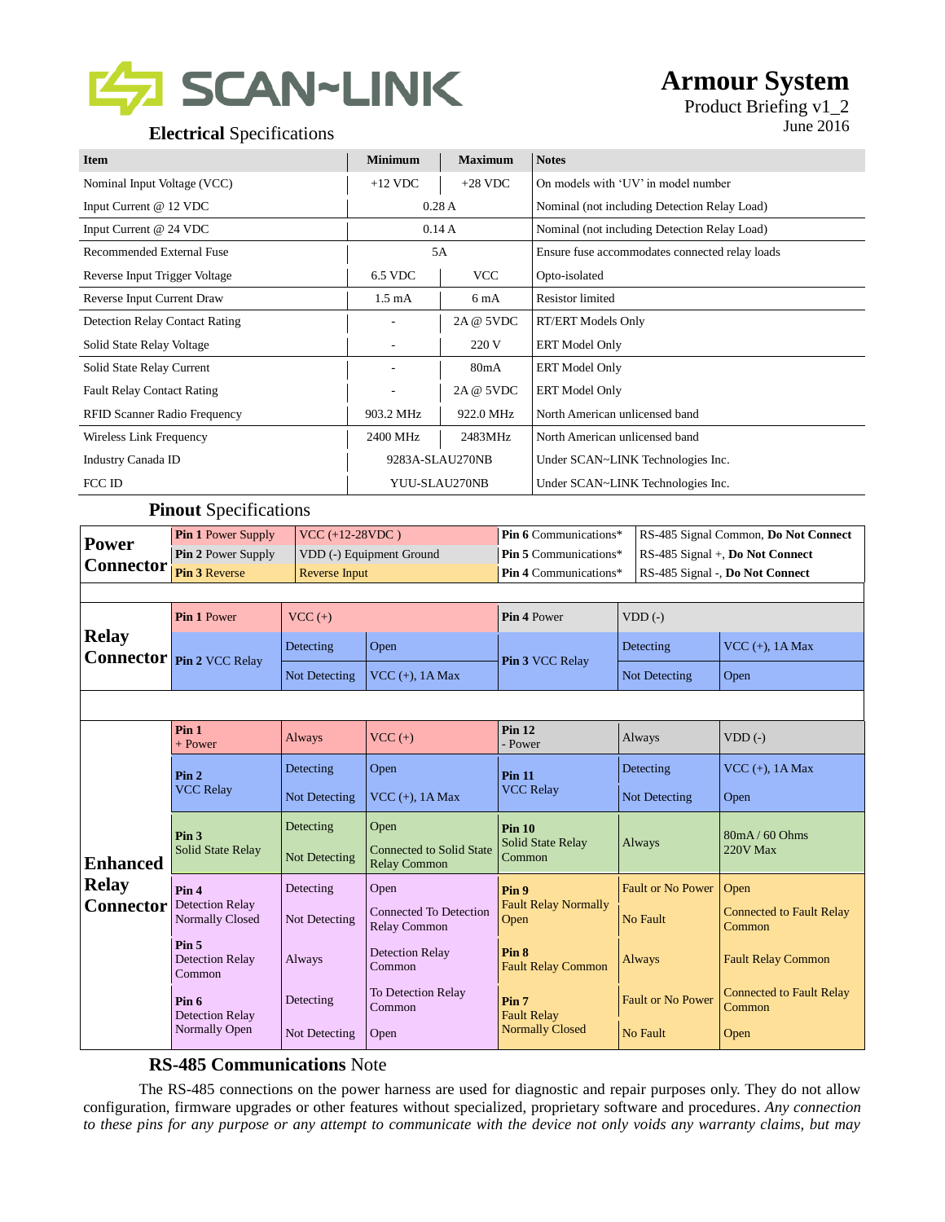# Armour System

Product Briefing v1_2
June 2016

## **Electrical** Specifications

| Item | Minimum | Maximum | Notes |
|---|---|---|---|
| Nominal Input Voltage (VCC) | +12 VDC | +28 VDC | On models with 'UV' in model number |
| Input Current @ 12 VDC | 0.28 A | | Nominal (not including Detection Relay Load) |
| Input Current @ 24 VDC | 0.14 A | | Nominal (not including Detection Relay Load) |
| Recommended External Fuse | 5A | | Ensure fuse accommodates connected relay loads |
| Reverse Input Trigger Voltage | 6.5 VDC | VCC | Opto-isolated |
| Reverse Input Current Draw | 1.5 mA | 6 mA | Resistor limited |
| Detection Relay Contact Rating | - | 2A @ 5VDC | RT/ERT Models Only |
| Solid State Relay Voltage | - | 220 V | ERT Model Only |
| Solid State Relay Current | - | 80mA | ERT Model Only |
| Fault Relay Contact Rating | - | 2A @ 5VDC | ERT Model Only |
| RFID Scanner Radio Frequency | 903.2 MHz | 922.0 MHz | North American unlicensed band |
| Wireless Link Frequency | 2400 MHz | 2483MHz | North American unlicensed band |
| Industry Canada ID | 9283A-SLAU270NB | | Under SCAN~LINK Technologies Inc. |
| FCC ID | YUU-SLAU270NB | | Under SCAN~LINK Technologies Inc. |

## **Pinout** Specifications

**Power Connector**

| Pin | Function | Pin | Function |
|---|---|---|---|
| **Pin 1** Power Supply | VCC (+12-28VDC ) | **Pin 6** Communications* | RS-485 Signal Common, **Do Not Connect** |
| **Pin 2** Power Supply | VDD (-) Equipment Ground | **Pin 5** Communications* | RS-485 Signal +, **Do Not Connect** |
| **Pin 3** Reverse | Reverse Input | **Pin 4** Communications* | RS-485 Signal -, **Do Not Connect** |

**Relay Connector**

| Pin | State | Output | Pin | State | Output |
|---|---|---|---|---|---|
| **Pin 1** Power | | VCC (+) | **Pin 4** Power | | VDD (-) |
| **Pin 2** VCC Relay | Detecting | Open | **Pin 3** VCC Relay | Detecting | VCC (+), 1A Max |
| | Not Detecting | VCC (+), 1A Max | | Not Detecting | Open |

**Enhanced Relay Connector**

| Pin | State | Output | Pin | State | Output |
|---|---|---|---|---|---|
| **Pin 1** + Power | Always | VCC (+) | **Pin 12** - Power | Always | VDD (-) |
| **Pin 2** VCC Relay | Detecting | Open | **Pin 11** VCC Relay | Detecting | VCC (+), 1A Max |
| | Not Detecting | VCC (+), 1A Max | | Not Detecting | Open |
| **Pin 3** Solid State Relay | Detecting | Open | **Pin 10** Solid State Relay Common | Always | 80mA / 60 Ohms 220V Max |
| | Not Detecting | Connected to Solid State Relay Common | | | |
| **Pin 4** Detection Relay Normally Closed | Detecting | Open | **Pin 9** Fault Relay Normally Open | Fault or No Power | Open |
| | Not Detecting | Connected To Detection Relay Common | | No Fault | Connected to Fault Relay Common |
| **Pin 5** Detection Relay Common | Always | Detection Relay Common | **Pin 8** Fault Relay Common | Always | Fault Relay Common |
| **Pin 6** Detection Relay Normally Open | Detecting | To Detection Relay Common | **Pin 7** Fault Relay Normally Closed | Fault or No Power | Connected to Fault Relay Common |
| | Not Detecting | Open | | No Fault | Open |

## **RS-485 Communications** Note

The RS-485 connections on the power harness are used for diagnostic and repair purposes only. They do not allow configuration, firmware upgrades or other features without specialized, proprietary software and procedures. *Any connection to these pins for any purpose or any attempt to communicate with the device not only voids any warranty claims, but may*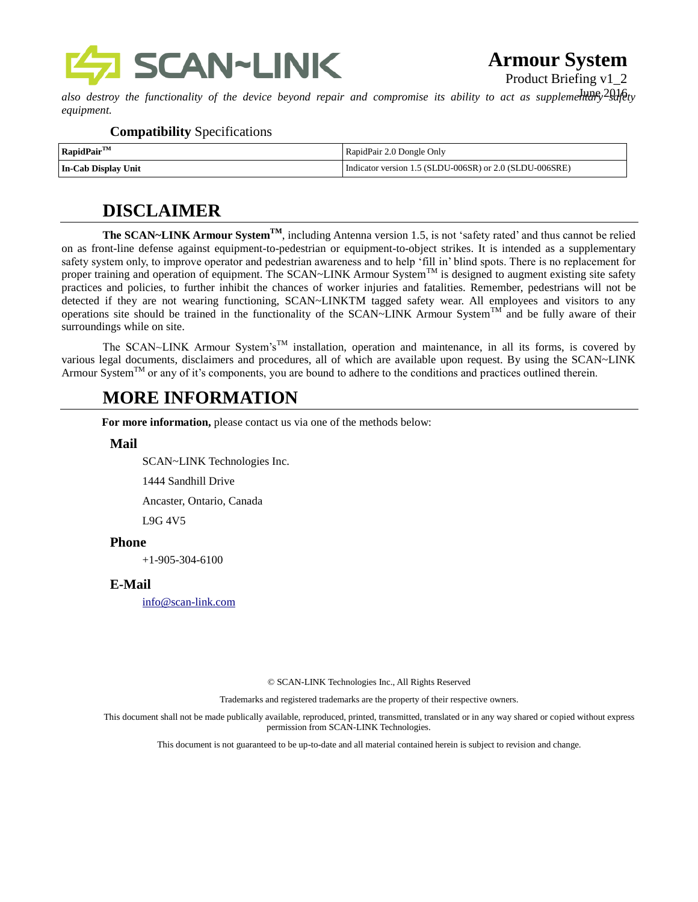*also destroy the functionality of the device beyond repair and compromise its ability to act as supplementary safety equipment.*

**Compatibility** Specifications

| | |
|---|---|
| **RapidPair™** | RapidPair 2.0 Dongle Only |
| **In-Cab Display Unit** | Indicator version 1.5 (SLDU-006SR) or 2.0 (SLDU-006SRE) |

# DISCLAIMER

**The SCAN~LINK Armour System™**, including Antenna version 1.5, is not 'safety rated' and thus cannot be relied on as front-line defense against equipment-to-pedestrian or equipment-to-object strikes. It is intended as a supplementary safety system only, to improve operator and pedestrian awareness and to help 'fill in' blind spots. There is no replacement for proper training and operation of equipment. The SCAN~LINK Armour System™ is designed to augment existing site safety practices and policies, to further inhibit the chances of worker injuries and fatalities. Remember, pedestrians will not be detected if they are not wearing functioning, SCAN~LINKTM tagged safety wear. All employees and visitors to any operations site should be trained in the functionality of the SCAN~LINK Armour System™ and be fully aware of their surroundings while on site.

The SCAN~LINK Armour System's™ installation, operation and maintenance, in all its forms, is covered by various legal documents, disclaimers and procedures, all of which are available upon request. By using the SCAN~LINK Armour System™ or any of it's components, you are bound to adhere to the conditions and practices outlined therein.

# MORE INFORMATION

**For more information,** please contact us via one of the methods below:

### Mail

SCAN~LINK Technologies Inc.

1444 Sandhill Drive

Ancaster, Ontario, Canada

L9G 4V5

### Phone

+1-905-304-6100

### E-Mail

info@scan-link.com

© SCAN-LINK Technologies Inc., All Rights Reserved

Trademarks and registered trademarks are the property of their respective owners.

This document shall not be made publically available, reproduced, printed, transmitted, translated or in any way shared or copied without express permission from SCAN-LINK Technologies.

This document is not guaranteed to be up-to-date and all material contained herein is subject to revision and change.